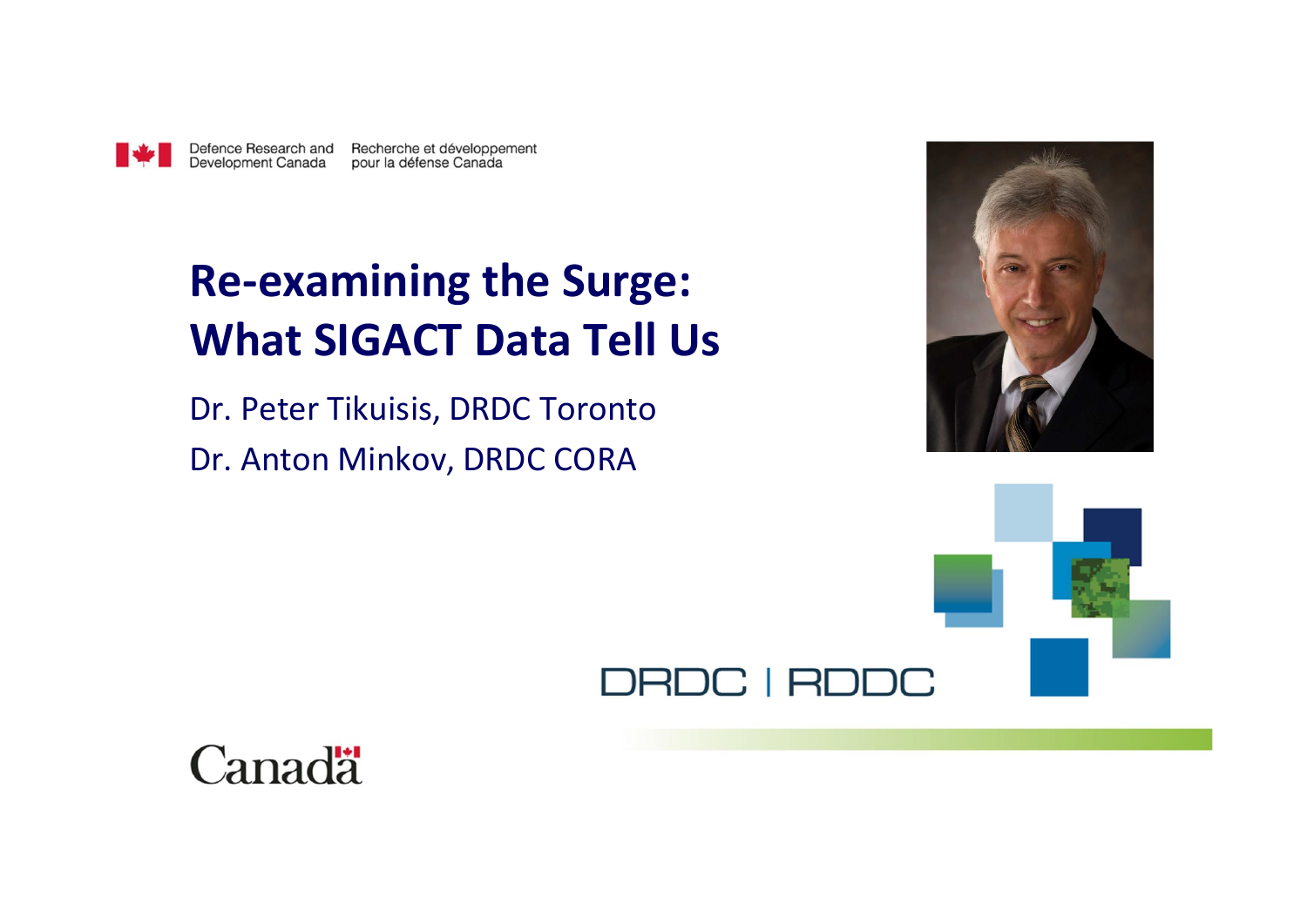Defence Research and Development Canada | Recherche et développement pour la défense Canada

# Re-examining the Surge: What SIGACT Data Tell Us

Dr. Peter Tikuisis, DRDC Toronto

Dr. Anton Minkov, DRDC CORA

DRDC | RDDC

Canada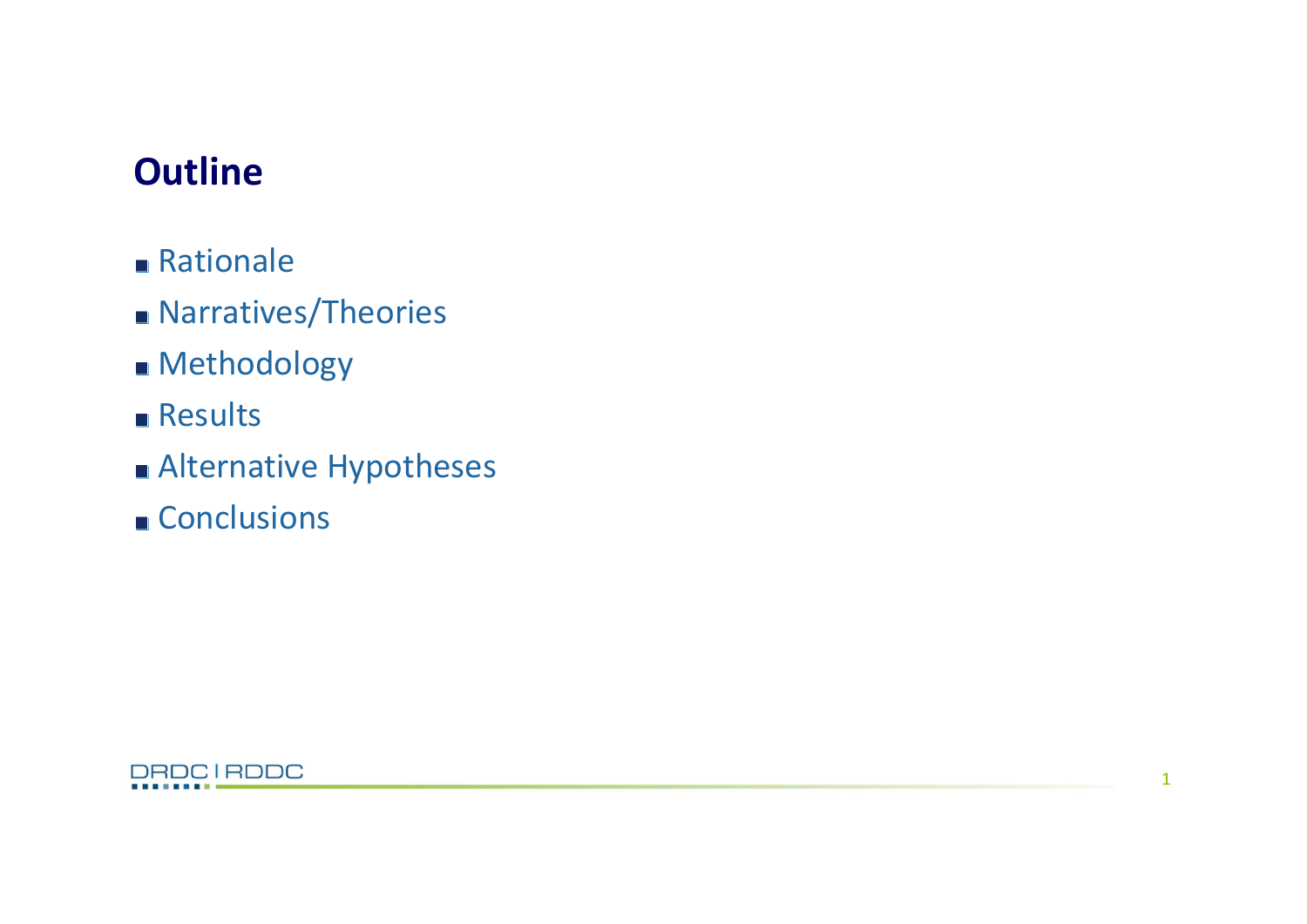## Outline

- Rationale
- Narratives/Theories
- Methodology
- Results
- Alternative Hypotheses
- Conclusions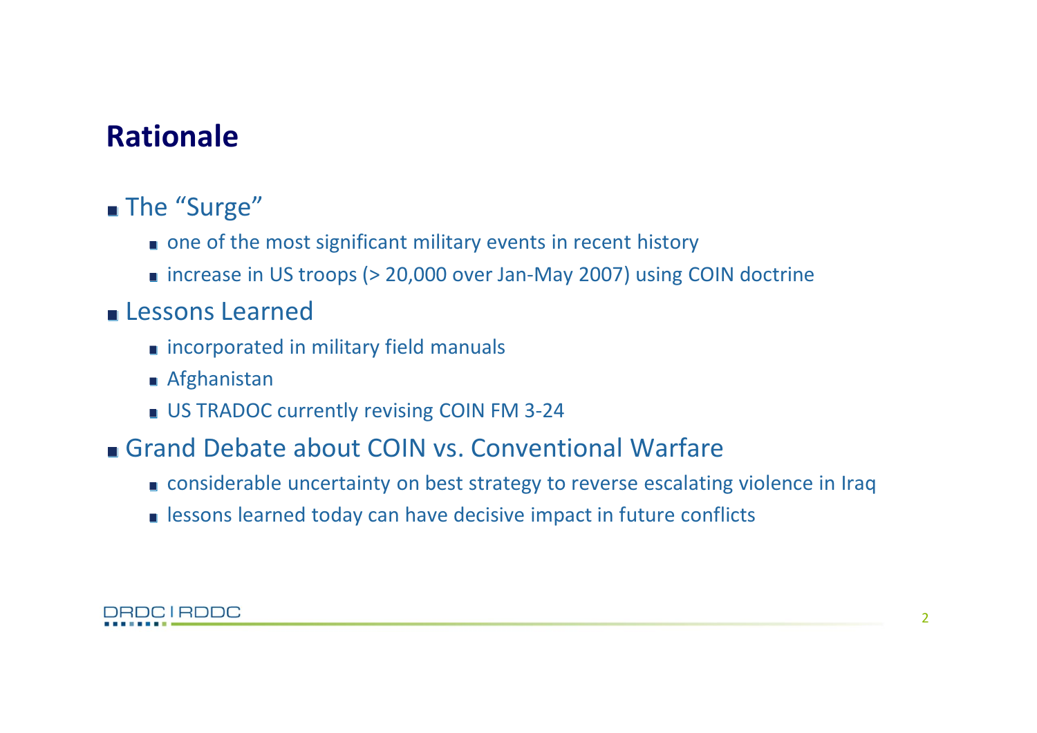## Rationale

- The "Surge"
  - one of the most significant military events in recent history
  - increase in US troops (> 20,000 over Jan-May 2007) using COIN doctrine
- Lessons Learned
  - incorporated in military field manuals
  - Afghanistan
  - US TRADOC currently revising COIN FM 3-24
- Grand Debate about COIN vs. Conventional Warfare
  - considerable uncertainty on best strategy to reverse escalating violence in Iraq
  - lessons learned today can have decisive impact in future conflicts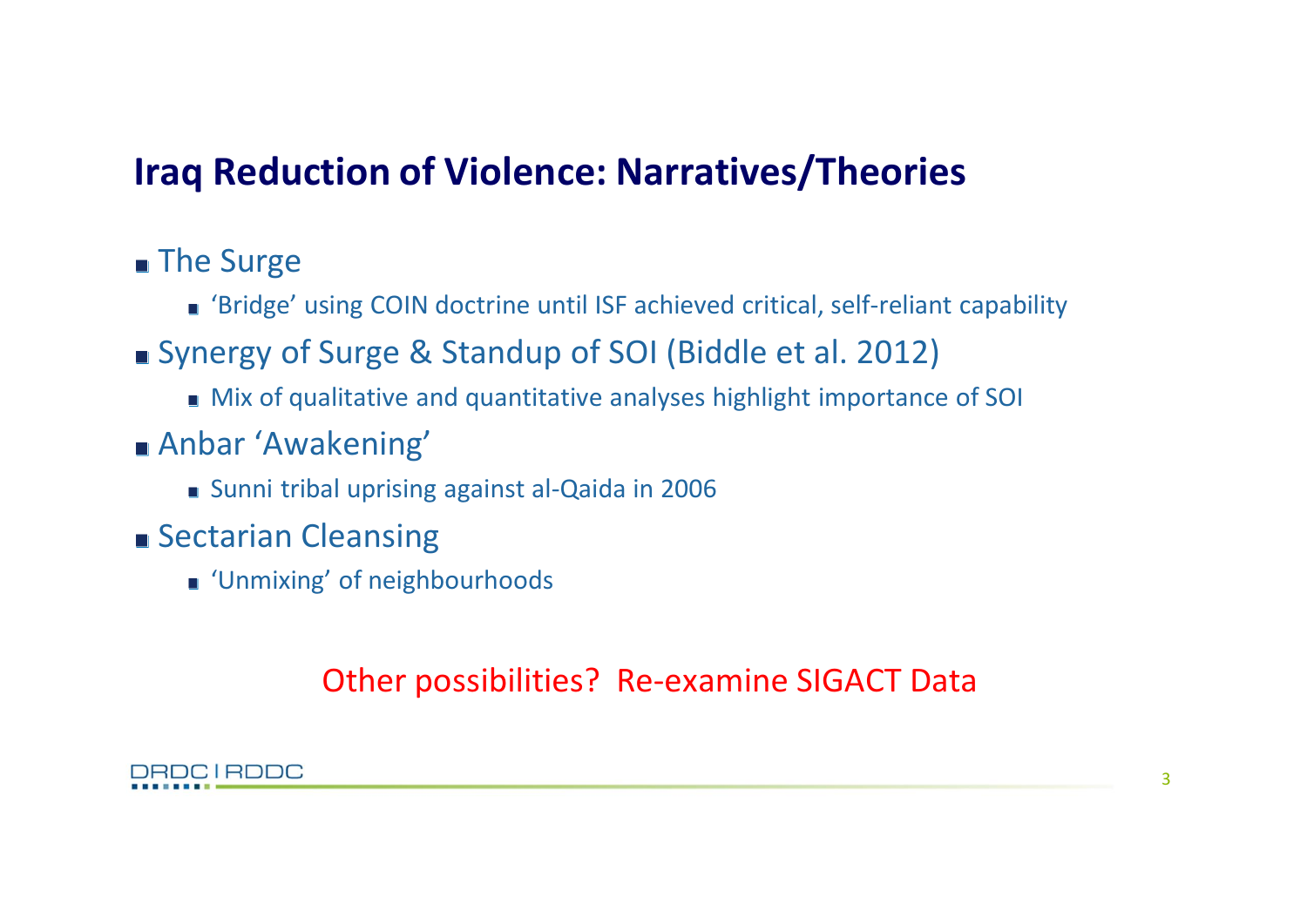# Iraq Reduction of Violence: Narratives/Theories

- The Surge
  - 'Bridge' using COIN doctrine until ISF achieved critical, self-reliant capability
- Synergy of Surge & Standup of SOI (Biddle et al. 2012)
  - Mix of qualitative and quantitative analyses highlight importance of SOI
- Anbar 'Awakening'
  - Sunni tribal uprising against al-Qaida in 2006
- Sectarian Cleansing
  - 'Unmixing' of neighbourhoods

Other possibilities? Re-examine SIGACT Data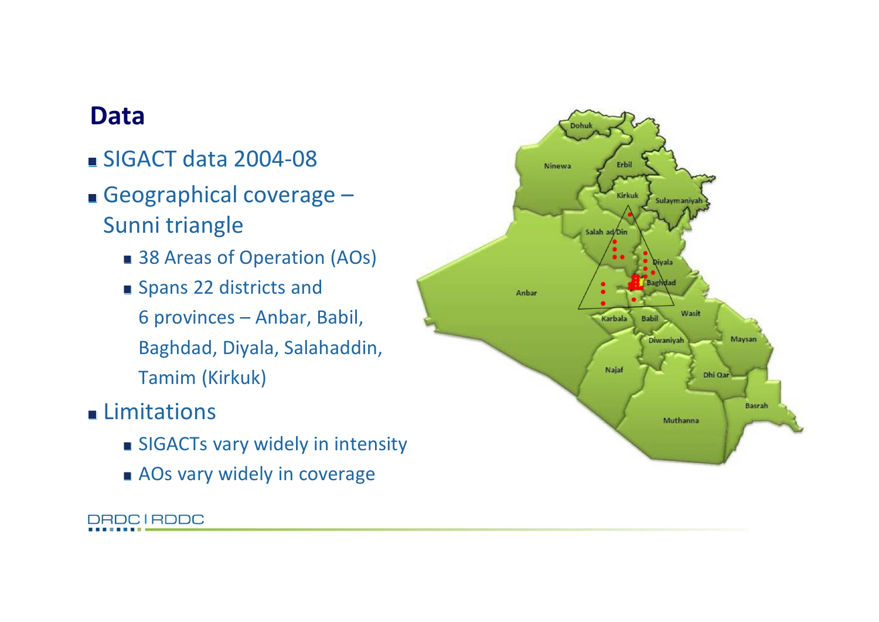# Data

- SIGACT data 2004-08
- Geographical coverage – Sunni triangle
  - 38 Areas of Operation (AOs)
  - Spans 22 districts and 6 provinces – Anbar, Babil, Baghdad, Diyala, Salahaddin, Tamim (Kirkuk)
- Limitations
  - SIGACTs vary widely in intensity
  - AOs vary widely in coverage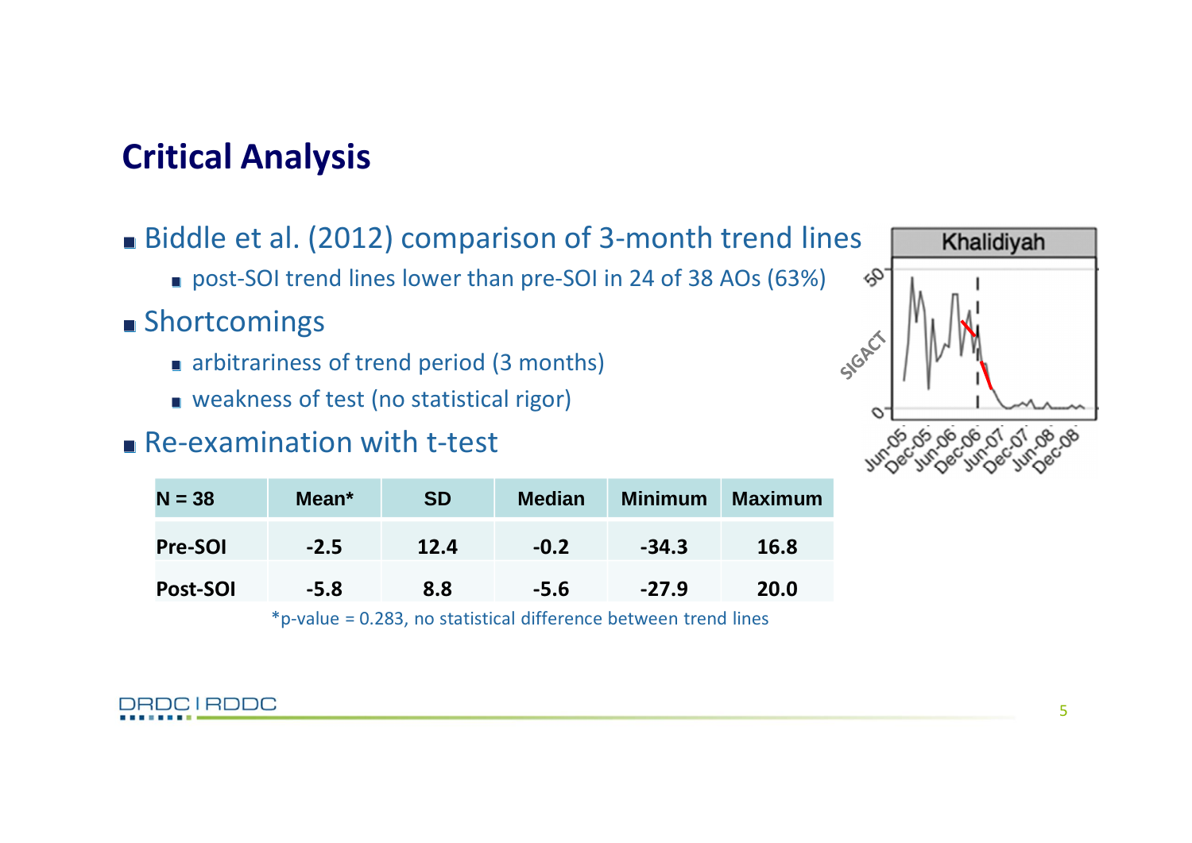## Critical Analysis

- Biddle et al. (2012) comparison of 3-month trend lines
  - post-SOI trend lines lower than pre-SOI in 24 of 38 AOs (63%)
- Shortcomings
  - arbitrariness of trend period (3 months)
  - weakness of test (no statistical rigor)
- Re-examination with t-test

| N = 38 | Mean* | SD | Median | Minimum | Maximum |
|---|---|---|---|---|---|
| Pre-SOI | -2.5 | 12.4 | -0.2 | -34.3 | 16.8 |
| Post-SOI | -5.8 | 8.8 | -5.6 | -27.9 | 20.0 |

*p-value = 0.283, no statistical difference between trend lines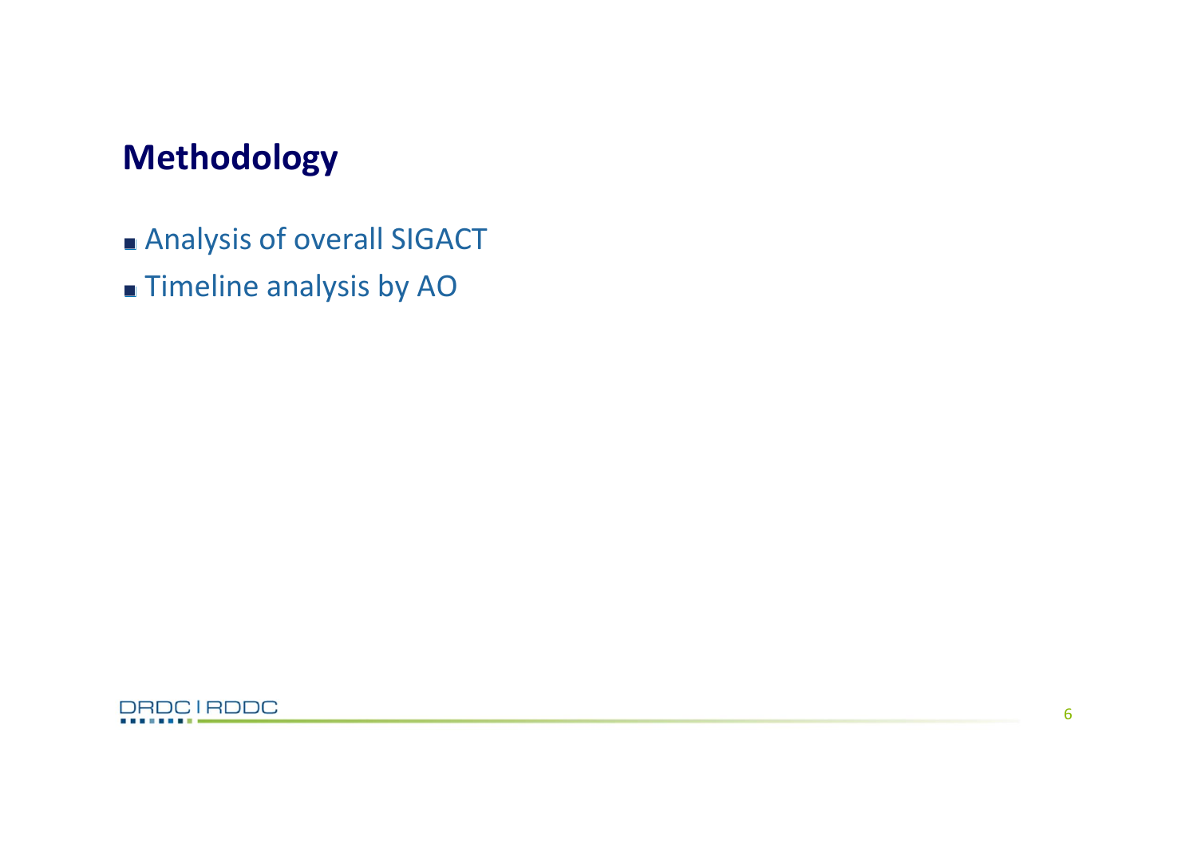## Methodology

- Analysis of overall SIGACT
- Timeline analysis by AO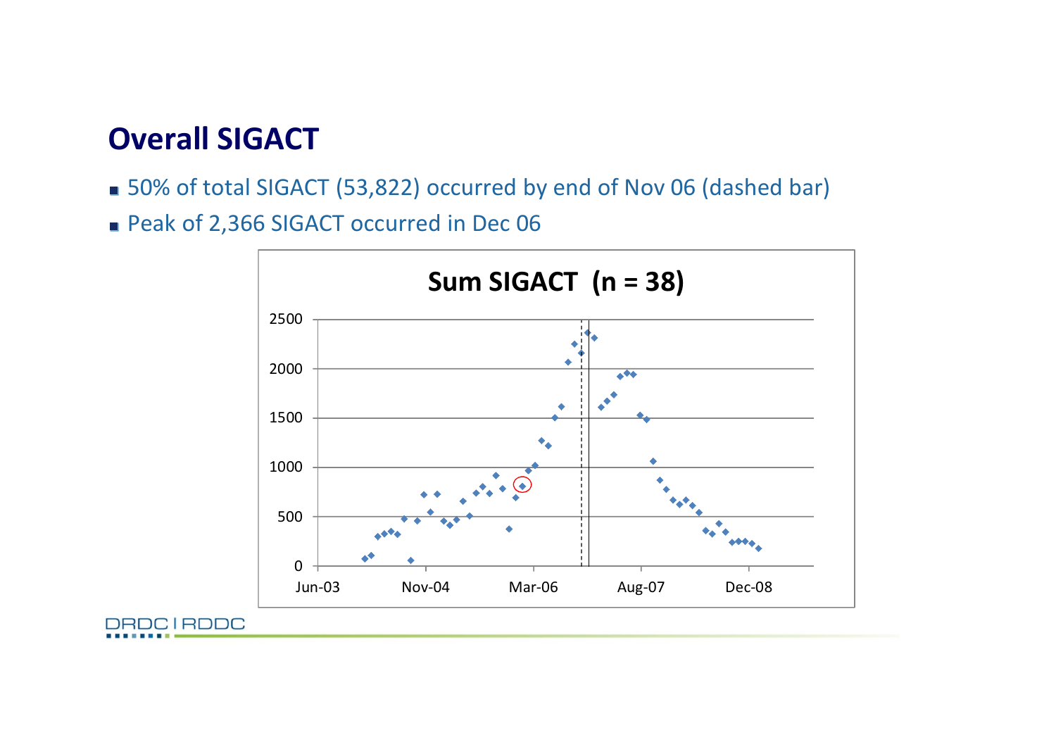# Overall SIGACT

- 50% of total SIGACT (53,822) occurred by end of Nov 06 (dashed bar)
- Peak of 2,366 SIGACT occurred in Dec 06

**Sum SIGACT (n = 38)**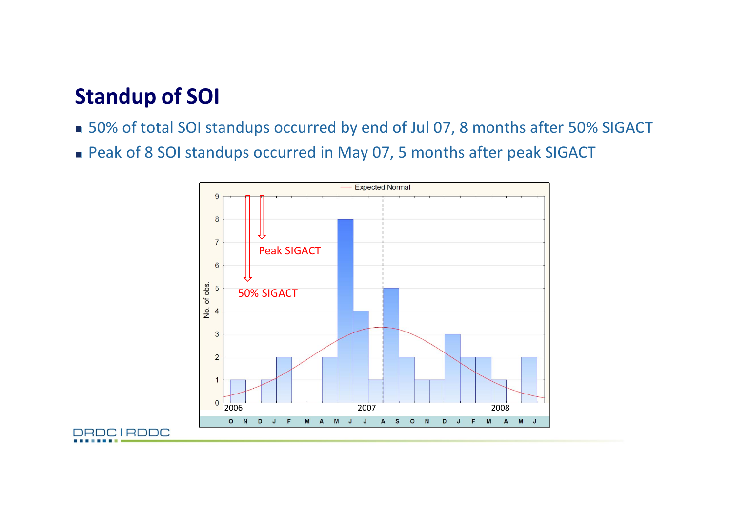# Standup of SOI

- 50% of total SOI standups occurred by end of Jul 07, 8 months after 50% SIGACT
- Peak of 8 SOI standups occurred in May 07, 5 months after peak SIGACT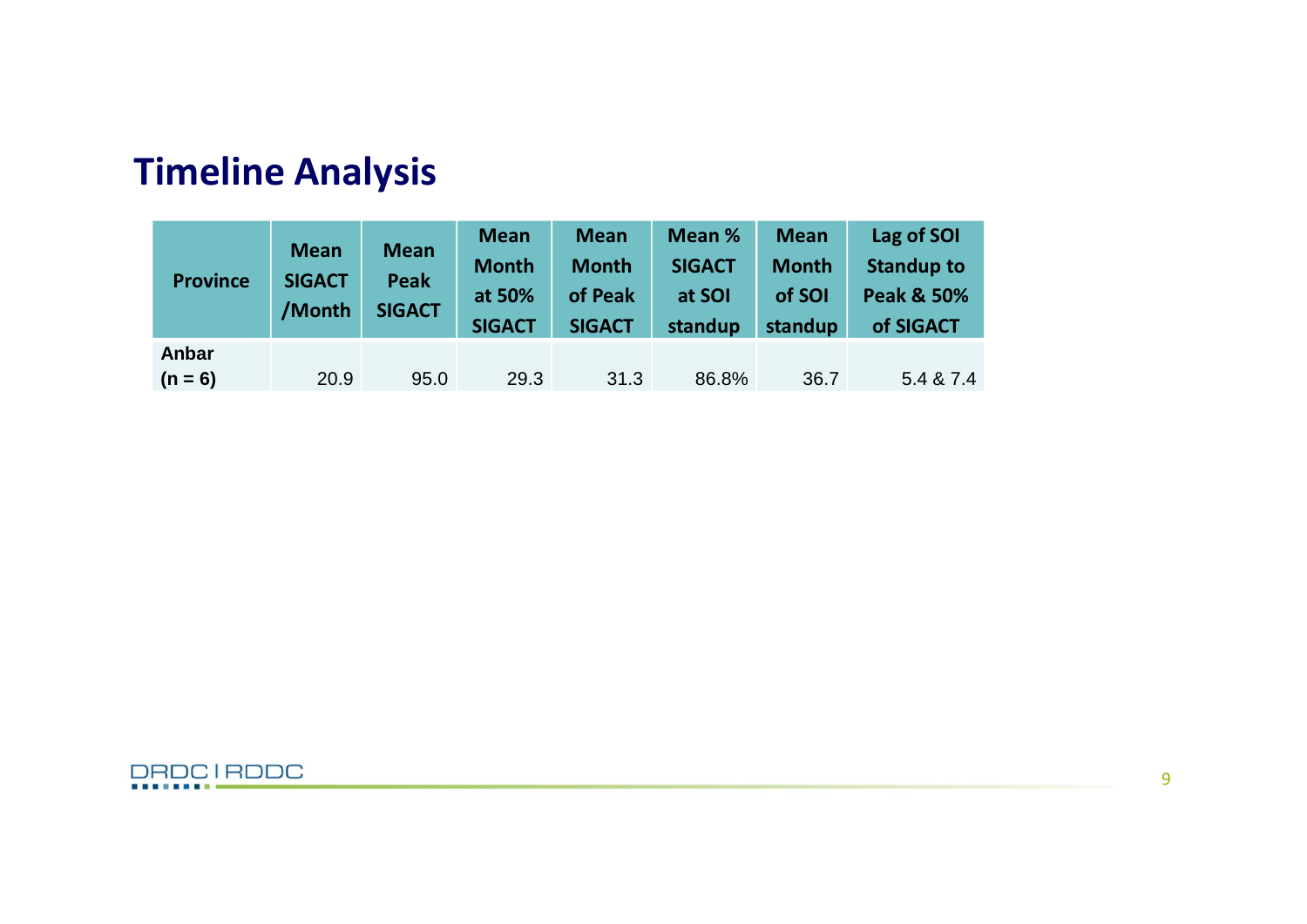# Timeline Analysis

| Province | Mean SIGACT /Month | Mean Peak SIGACT | Mean Month at 50% SIGACT | Mean Month of Peak SIGACT | Mean % SIGACT at SOI standup | Mean Month of SOI standup | Lag of SOI Standup to Peak & 50% of SIGACT |
|---|---|---|---|---|---|---|---|
| **Anbar (n = 6)** | 20.9 | 95.0 | 29.3 | 31.3 | 86.8% | 36.7 | 5.4 & 7.4 |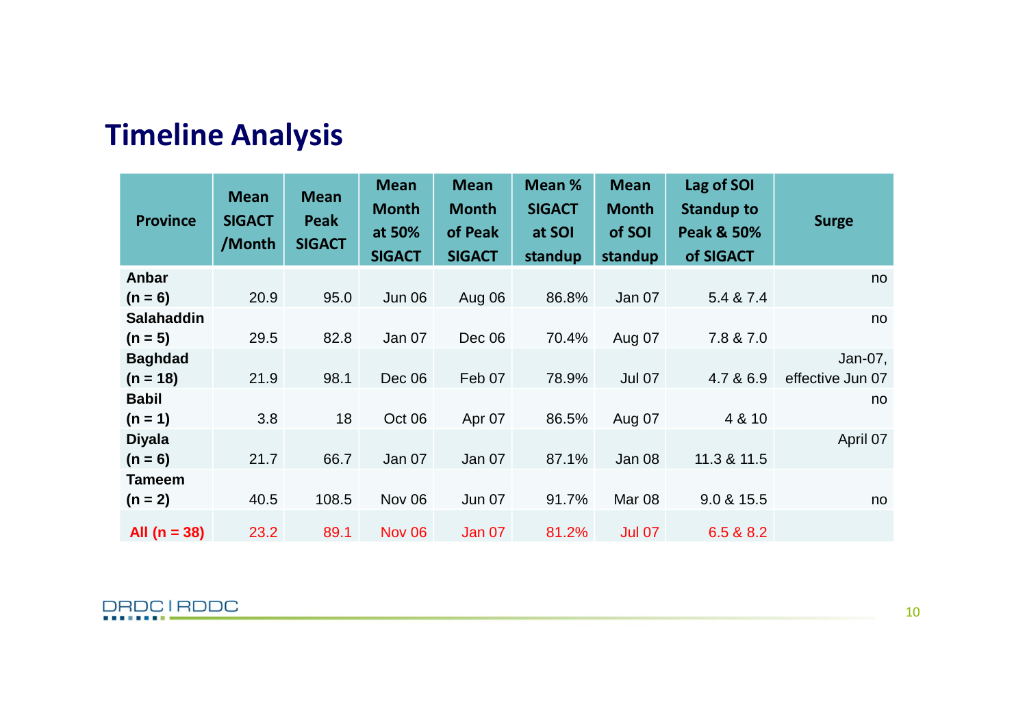## Timeline Analysis

| Province | Mean SIGACT /Month | Mean Peak SIGACT | Mean Month at 50% SIGACT | Mean Month of Peak SIGACT | Mean % SIGACT at SOI standup | Mean Month of SOI standup | Lag of SOI Standup to Peak & 50% of SIGACT | Surge |
|---|---|---|---|---|---|---|---|---|
| **Anbar (n = 6)** | 20.9 | 95.0 | Jun 06 | Aug 06 | 86.8% | Jan 07 | 5.4 & 7.4 | no |
| **Salahaddin (n = 5)** | 29.5 | 82.8 | Jan 07 | Dec 06 | 70.4% | Aug 07 | 7.8 & 7.0 | no |
| **Baghdad (n = 18)** | 21.9 | 98.1 | Dec 06 | Feb 07 | 78.9% | Jul 07 | 4.7 & 6.9 | Jan-07, effective Jun 07 |
| **Babil (n = 1)** | 3.8 | 18 | Oct 06 | Apr 07 | 86.5% | Aug 07 | 4 & 10 | no |
| **Diyala (n = 6)** | 21.7 | 66.7 | Jan 07 | Jan 07 | 87.1% | Jan 08 | 11.3 & 11.5 | April 07 |
| **Tameem (n = 2)** | 40.5 | 108.5 | Nov 06 | Jun 07 | 91.7% | Mar 08 | 9.0 & 15.5 | no |
| **All (n = 38)** | 23.2 | 89.1 | Nov 06 | Jan 07 | 81.2% | Jul 07 | 6.5 & 8.2 | |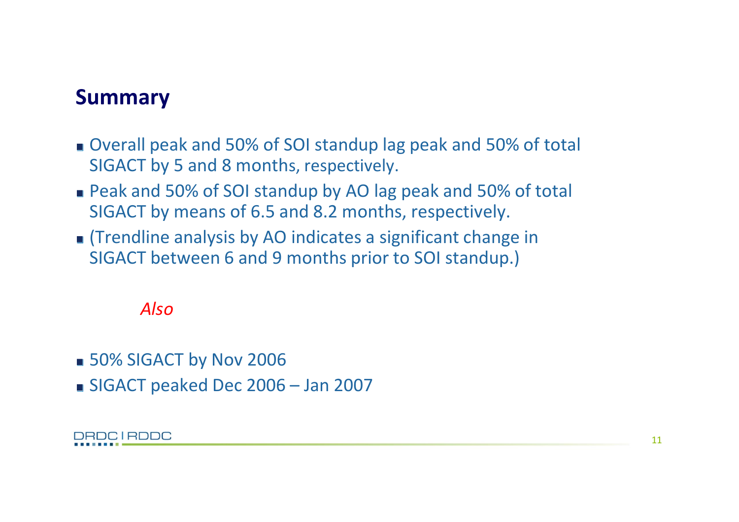## Summary

- Overall peak and 50% of SOI standup lag peak and 50% of total SIGACT by 5 and 8 months, respectively.
- Peak and 50% of SOI standup by AO lag peak and 50% of total SIGACT by means of 6.5 and 8.2 months, respectively.
- (Trendline analysis by AO indicates a significant change in SIGACT between 6 and 9 months prior to SOI standup.)

*Also*

- 50% SIGACT by Nov 2006
- SIGACT peaked Dec 2006 – Jan 2007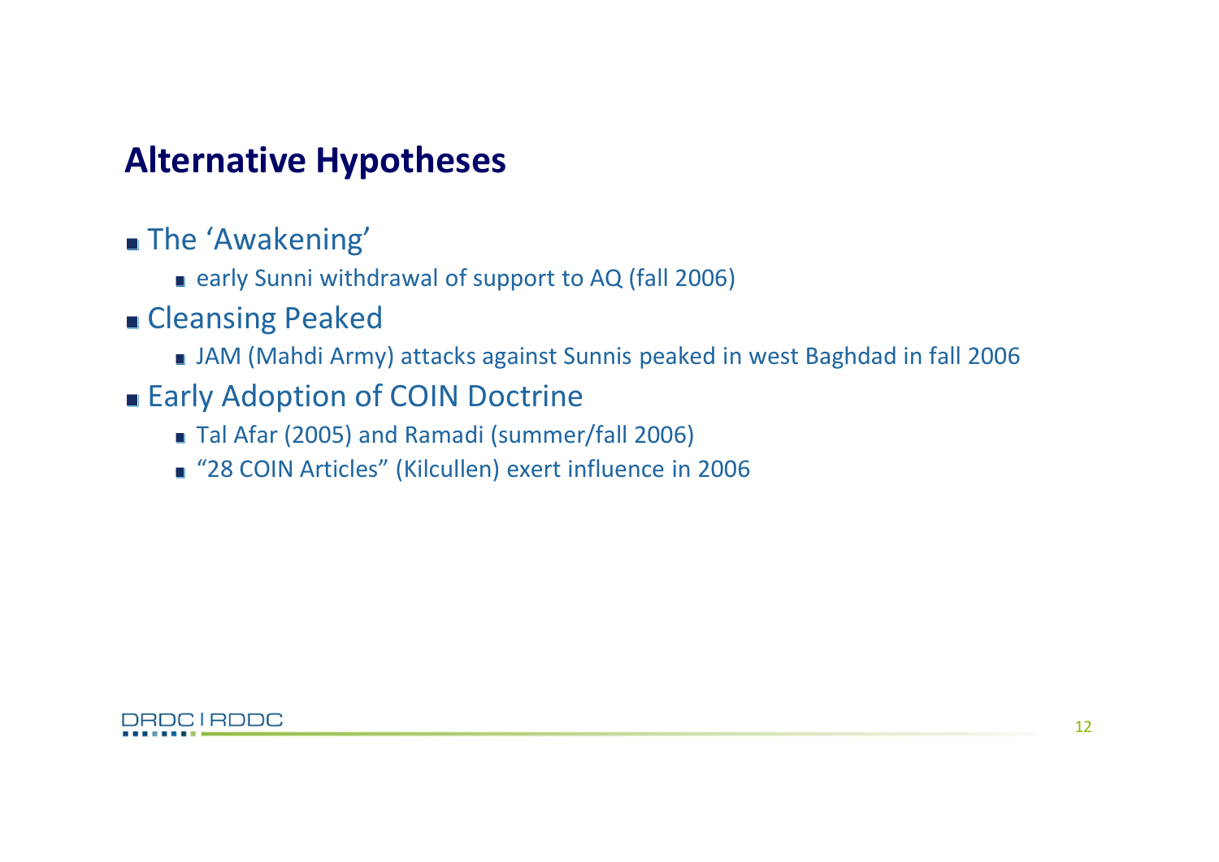## Alternative Hypotheses

- The 'Awakening'
  - early Sunni withdrawal of support to AQ (fall 2006)
- Cleansing Peaked
  - JAM (Mahdi Army) attacks against Sunnis peaked in west Baghdad in fall 2006
- Early Adoption of COIN Doctrine
  - Tal Afar (2005) and Ramadi (summer/fall 2006)
  - "28 COIN Articles" (Kilcullen) exert influence in 2006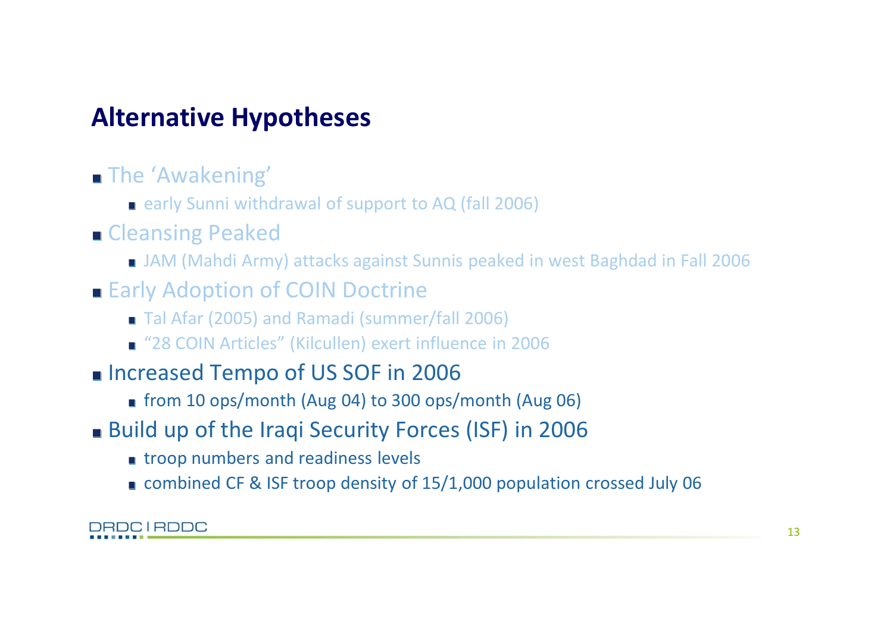## Alternative Hypotheses

- The 'Awakening'
  - early Sunni withdrawal of support to AQ (fall 2006)
- Cleansing Peaked
  - JAM (Mahdi Army) attacks against Sunnis peaked in west Baghdad in Fall 2006
- Early Adoption of COIN Doctrine
  - Tal Afar (2005) and Ramadi (summer/fall 2006)
  - "28 COIN Articles" (Kilcullen) exert influence in 2006
- Increased Tempo of US SOF in 2006
  - from 10 ops/month (Aug 04) to 300 ops/month (Aug 06)
- Build up of the Iraqi Security Forces (ISF) in 2006
  - troop numbers and readiness levels
  - combined CF & ISF troop density of 15/1,000 population crossed July 06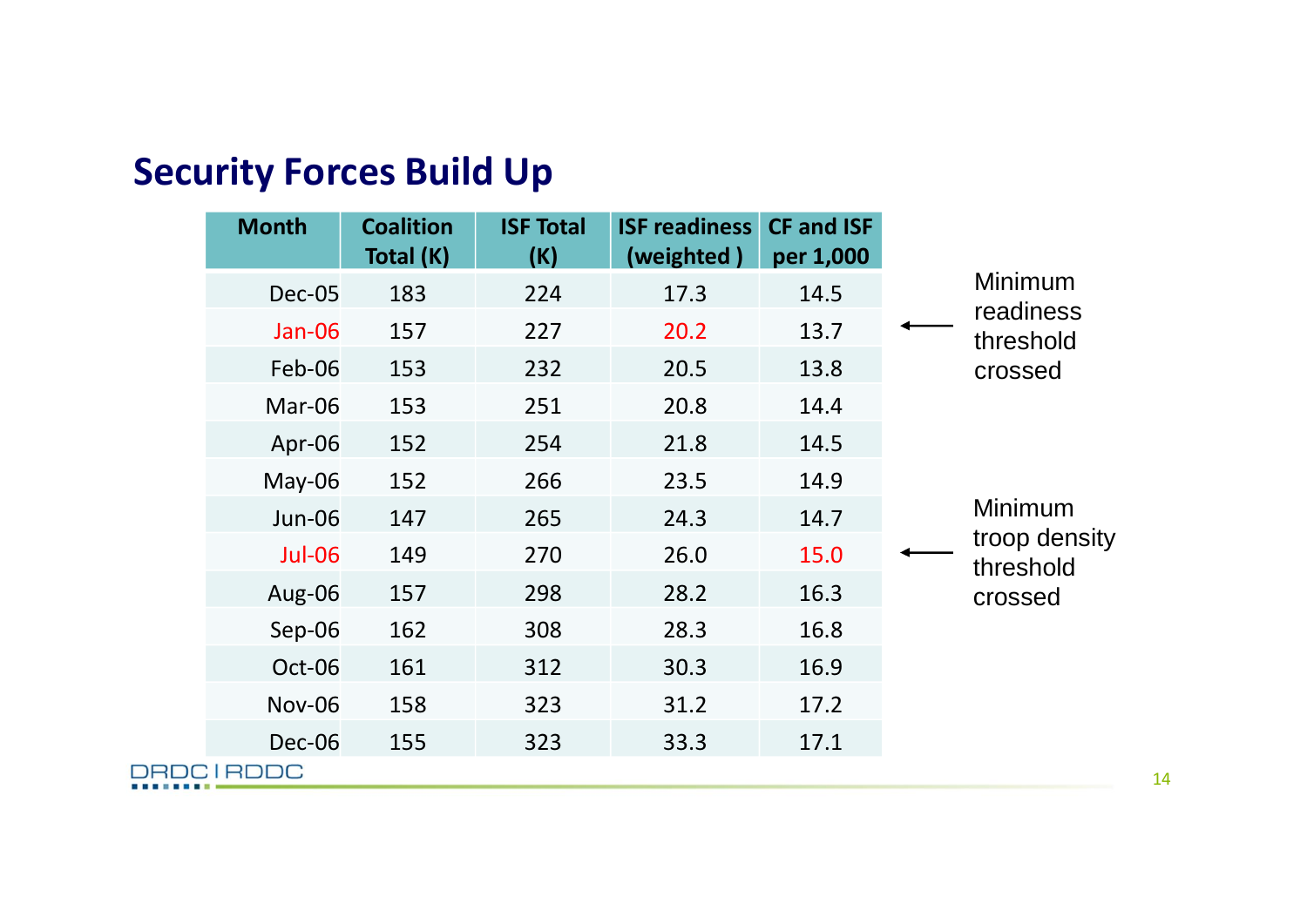## Security Forces Build Up

| Month | Coalition Total (K) | ISF Total (K) | ISF readiness (weighted ) | CF and ISF per 1,000 |
|---|---|---|---|---|
| Dec-05 | 183 | 224 | 17.3 | 14.5 |
| Jan-06 | 157 | 227 | 20.2 | 13.7 |
| Feb-06 | 153 | 232 | 20.5 | 13.8 |
| Mar-06 | 153 | 251 | 20.8 | 14.4 |
| Apr-06 | 152 | 254 | 21.8 | 14.5 |
| May-06 | 152 | 266 | 23.5 | 14.9 |
| Jun-06 | 147 | 265 | 24.3 | 14.7 |
| Jul-06 | 149 | 270 | 26.0 | 15.0 |
| Aug-06 | 157 | 298 | 28.2 | 16.3 |
| Sep-06 | 162 | 308 | 28.3 | 16.8 |
| Oct-06 | 161 | 312 | 30.3 | 16.9 |
| Nov-06 | 158 | 323 | 31.2 | 17.2 |
| Dec-06 | 155 | 323 | 33.3 | 17.1 |

← Minimum readiness threshold crossed (Jan-06)

← Minimum troop density threshold crossed (Jul-06)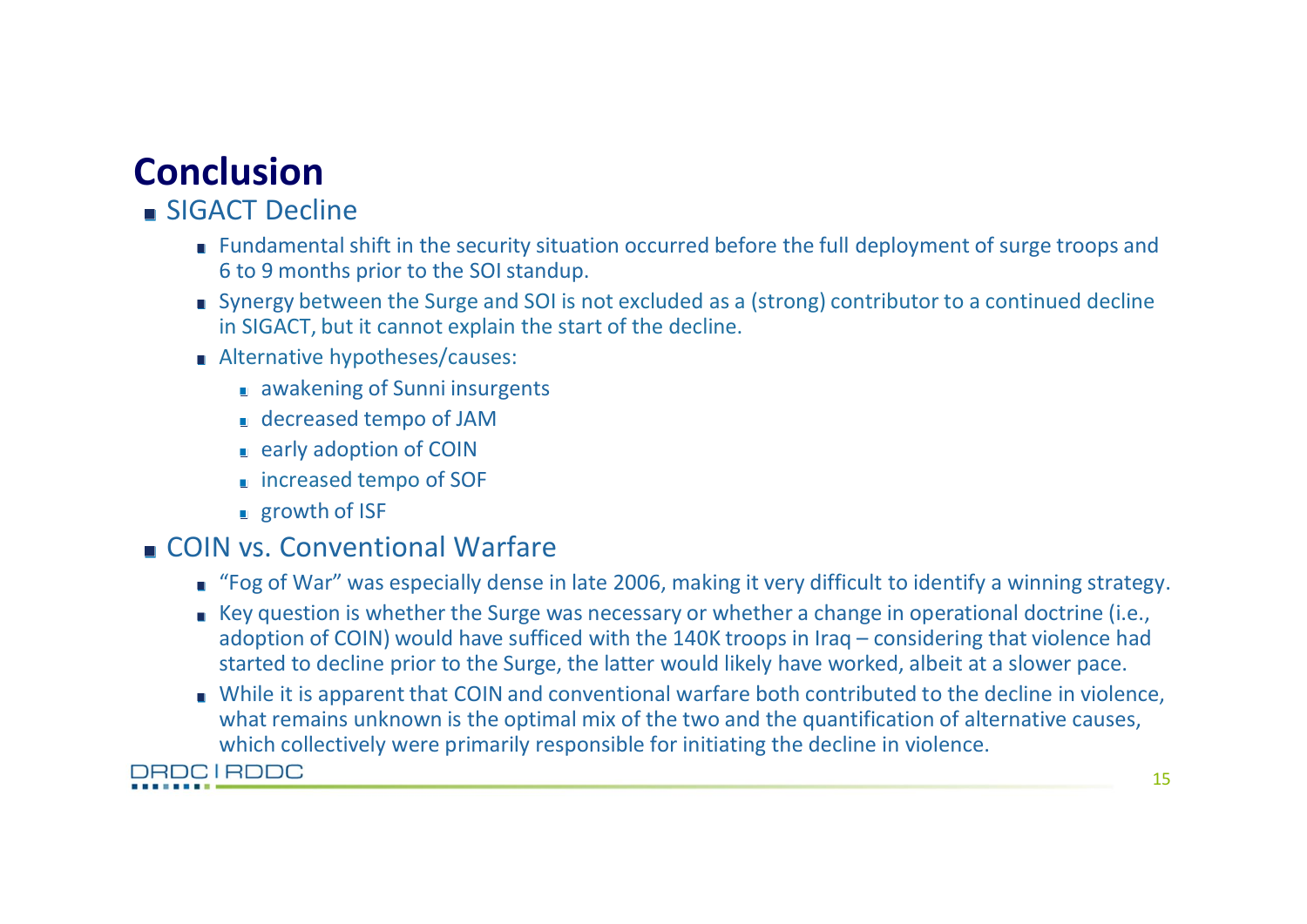# Conclusion

- SIGACT Decline
  - Fundamental shift in the security situation occurred before the full deployment of surge troops and 6 to 9 months prior to the SOI standup.
  - Synergy between the Surge and SOI is not excluded as a (strong) contributor to a continued decline in SIGACT, but it cannot explain the start of the decline.
  - Alternative hypotheses/causes:
    - awakening of Sunni insurgents
    - decreased tempo of JAM
    - early adoption of COIN
    - increased tempo of SOF
    - growth of ISF
- COIN vs. Conventional Warfare
  - "Fog of War" was especially dense in late 2006, making it very difficult to identify a winning strategy.
  - Key question is whether the Surge was necessary or whether a change in operational doctrine (i.e., adoption of COIN) would have sufficed with the 140K troops in Iraq – considering that violence had started to decline prior to the Surge, the latter would likely have worked, albeit at a slower pace.
  - While it is apparent that COIN and conventional warfare both contributed to the decline in violence, what remains unknown is the optimal mix of the two and the quantification of alternative causes, which collectively were primarily responsible for initiating the decline in violence.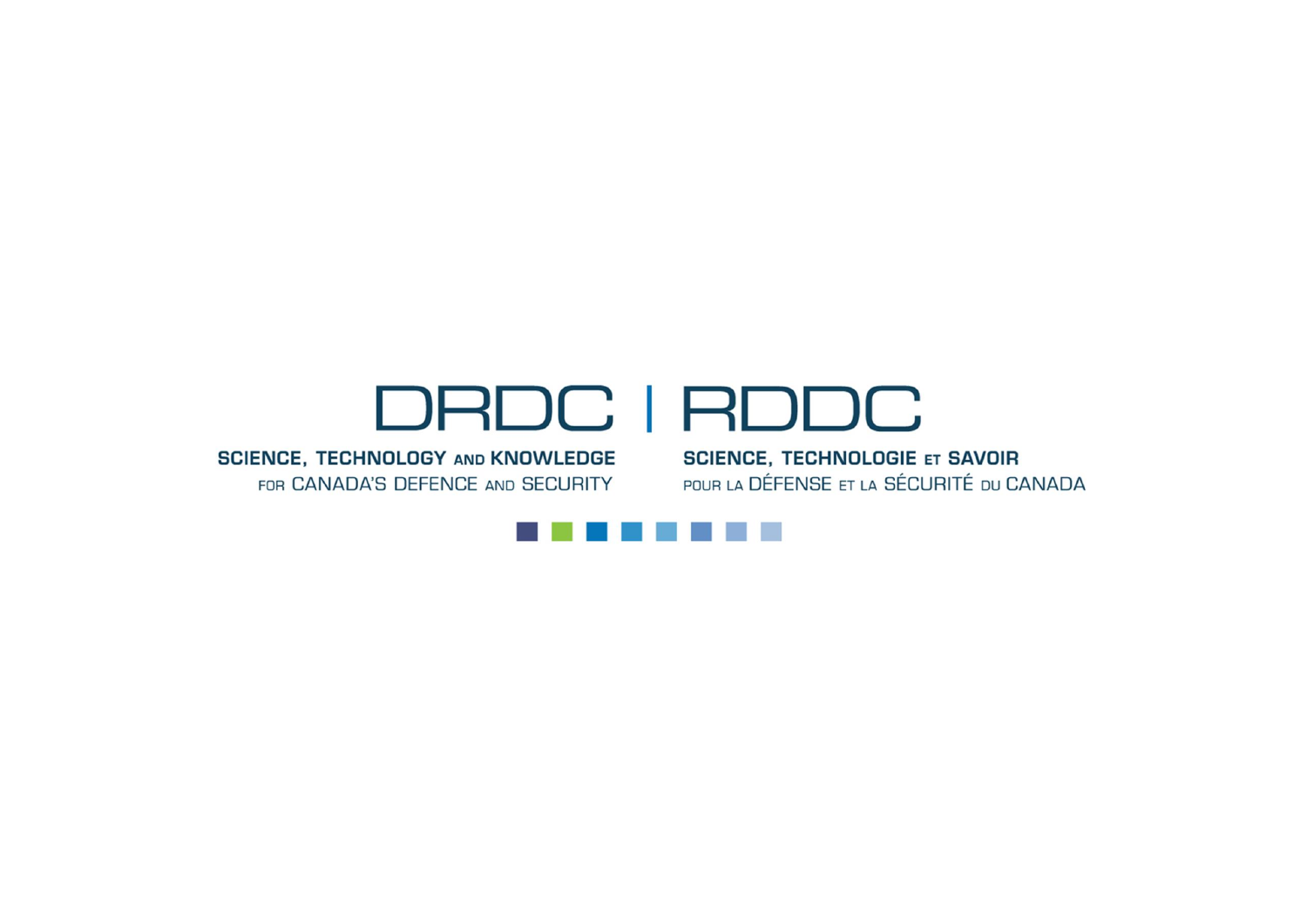DRDC | RDDC

**SCIENCE, TECHNOLOGY AND KNOWLEDGE**
FOR CANADA'S DEFENCE AND SECURITY

**SCIENCE, TECHNOLOGIE ET SAVOIR**
POUR LA DÉFENSE ET LA SÉCURITÉ DU CANADA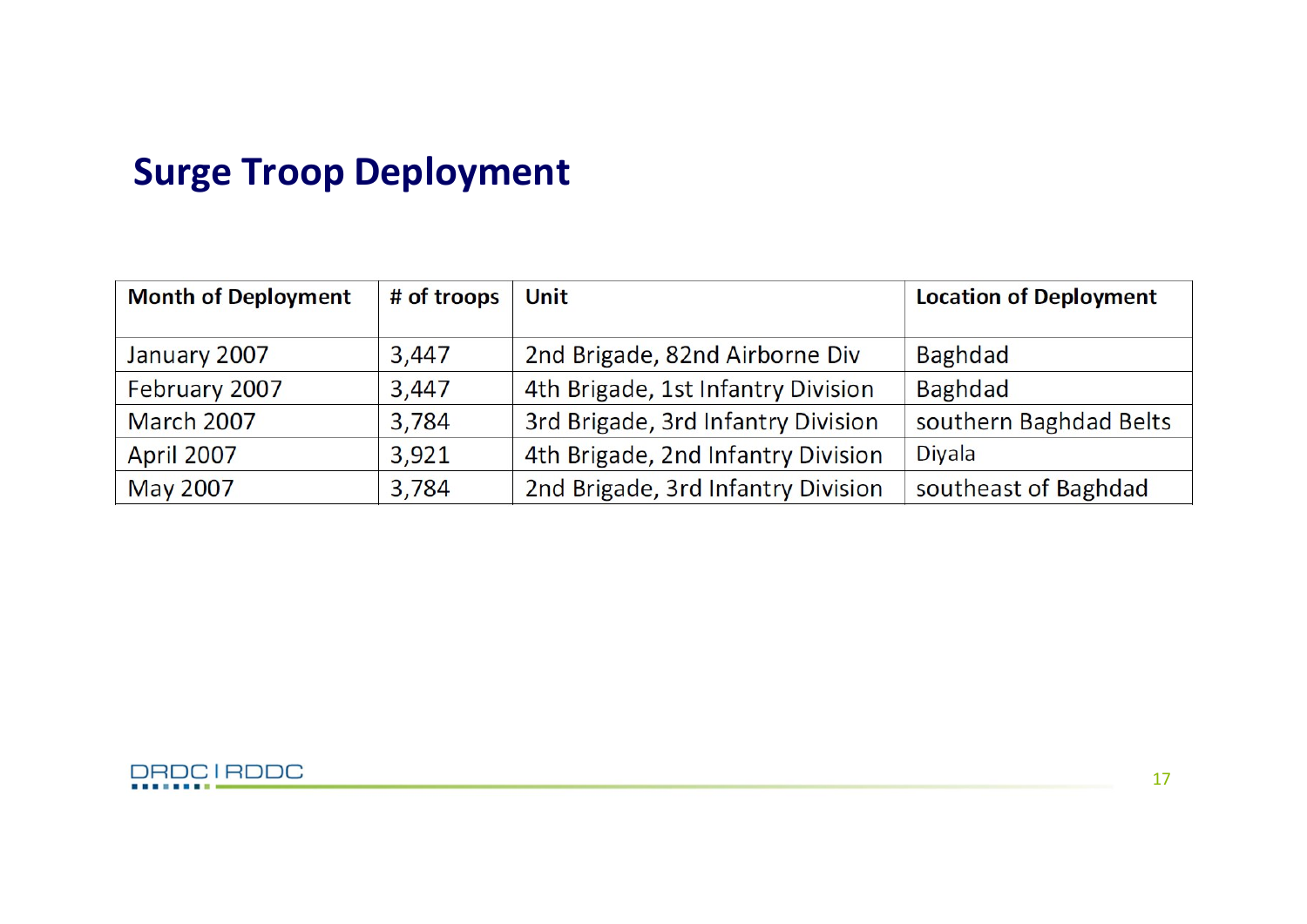## Surge Troop Deployment

| Month of Deployment | # of troops | Unit | Location of Deployment |
|---|---|---|---|
| January 2007 | 3,447 | 2nd Brigade, 82nd Airborne Div | Baghdad |
| February 2007 | 3,447 | 4th Brigade, 1st Infantry Division | Baghdad |
| March 2007 | 3,784 | 3rd Brigade, 3rd Infantry Division | southern Baghdad Belts |
| April 2007 | 3,921 | 4th Brigade, 2nd Infantry Division | Diyala |
| May 2007 | 3,784 | 2nd Brigade, 3rd Infantry Division | southeast of Baghdad |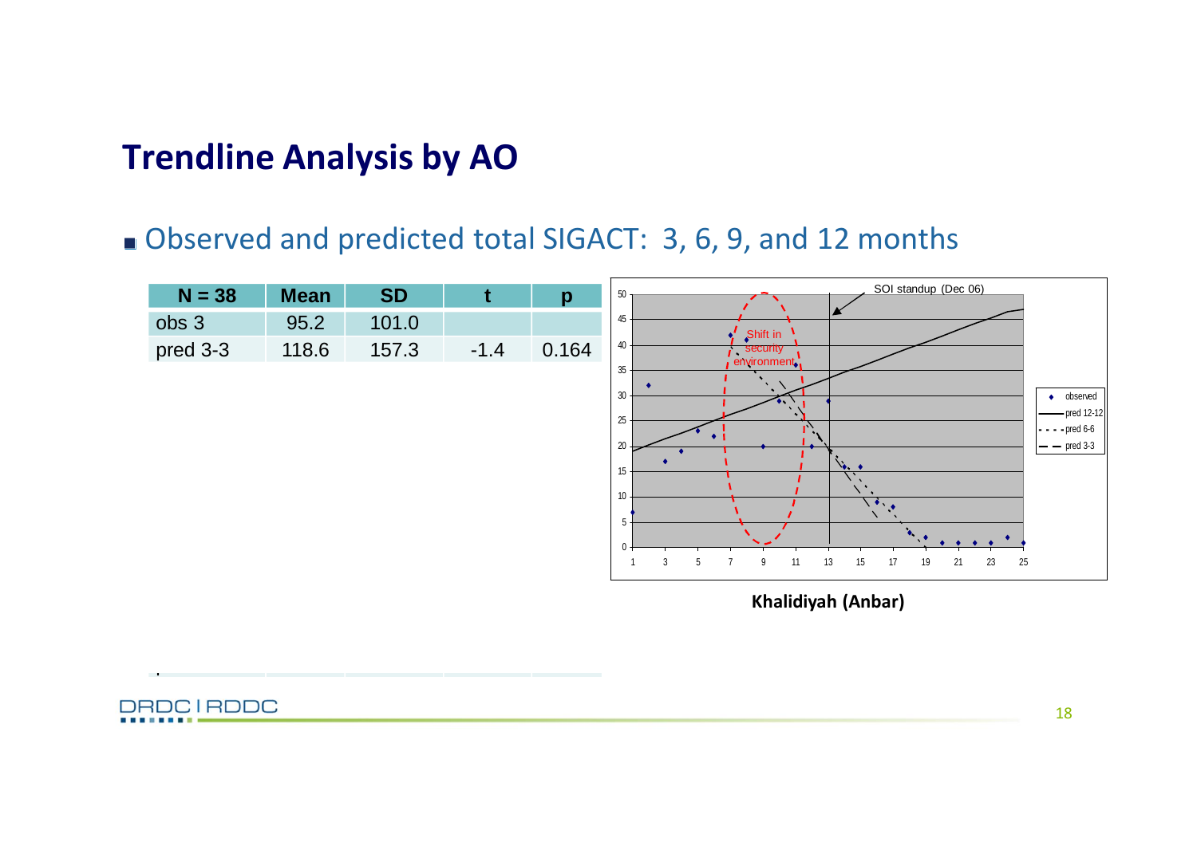# Trendline Analysis by AO

- Observed and predicted total SIGACT: 3, 6, 9, and 12 months

| N = 38 | Mean | SD | t | p |
|---|---|---|---|---|
| obs 3 | 95.2 | 101.0 | | |
| pred 3-3 | 118.6 | 157.3 | -1.4 | 0.164 |

SOI standup (Dec 06)

Shift in security environment

observed
pred 12-12
pred 6-6
pred 3-3

0
5
10
15
20
25
30
35
40
45
50

1
3
5
7
9
11
13
15
17
19
21
23
25

**Khalidiyah (Anbar)**